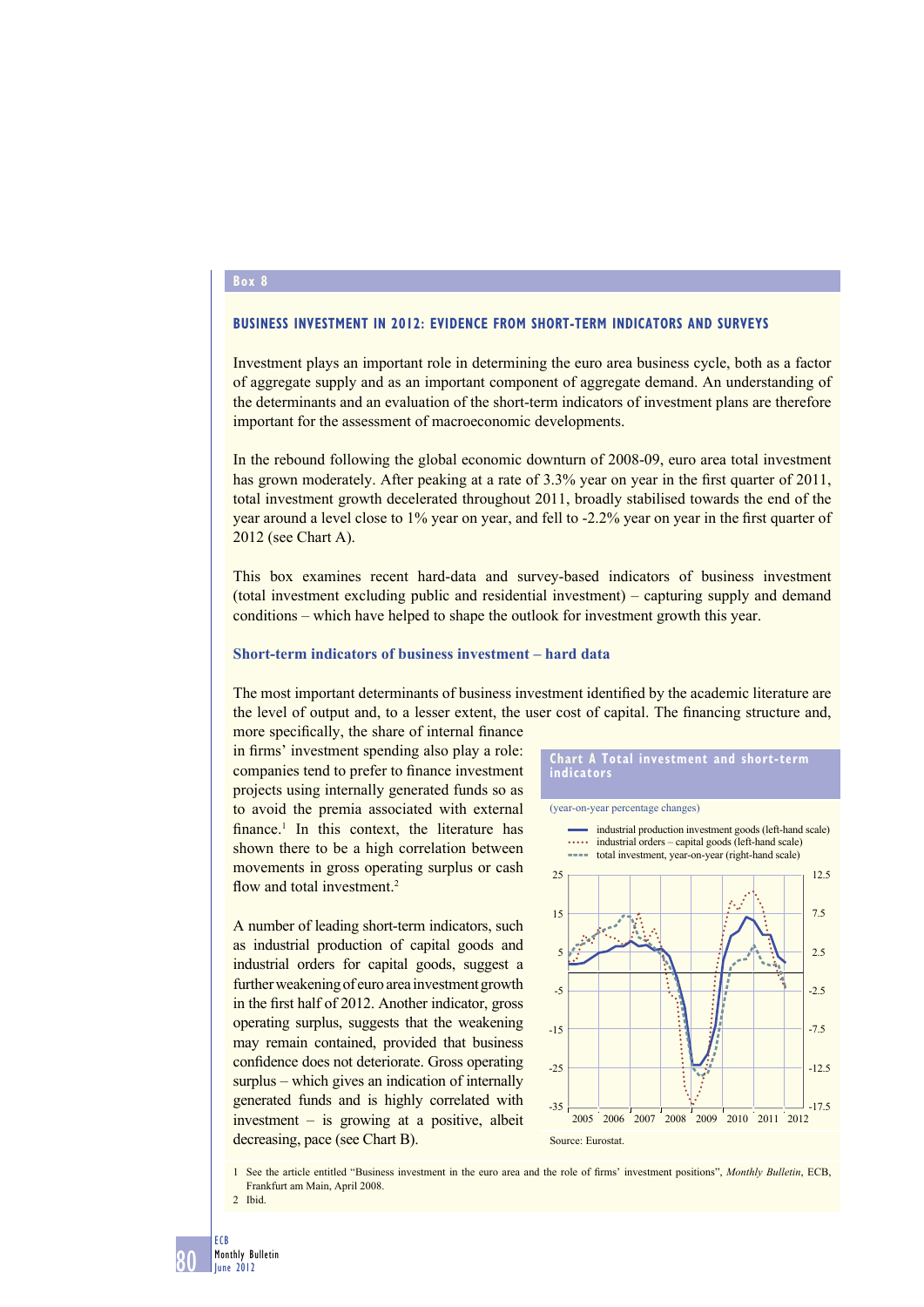Box 8

## BUSINESS INVESTMENT IN 2012: EVIDENCE FROM SHORT-TERM INDICATORS AND SURVEYS

Investment plays an important role in determining the euro area business cycle, both as a factor of aggregate supply and as an important component of aggregate demand. An understanding of the determinants and an evaluation of the short-term indicators of investment plans are therefore important for the assessment of macroeconomic developments.

In the rebound following the global economic downturn of 2008-09, euro area total investment has grown moderately. After peaking at a rate of 3.3% year on year in the first quarter of 2011, total investment growth decelerated throughout 2011, broadly stabilised towards the end of the year around a level close to 1% year on year, and fell to -2.2% year on year in the first quarter of 2012 (see Chart A).

This box examines recent hard-data and survey-based indicators of business investment (total investment excluding public and residential investment) – capturing supply and demand conditions – which have helped to shape the outlook for investment growth this year.

### Short-term indicators of business investment – hard data

The most important determinants of business investment identified by the academic literature are the level of output and, to a lesser extent, the user cost of capital. The financing structure and, more specifically, the share of internal finance in firms' investment spending also play a role: companies tend to prefer to finance investment projects using internally generated funds so as to avoid the premia associated with external finance.[1] In this context, the literature has shown there to be a high correlation between movements in gross operating surplus or cash flow and total investment.[2]

A number of leading short-term indicators, such as industrial production of capital goods and industrial orders for capital goods, suggest a further weakening of euro area investment growth in the first half of 2012. Another indicator, gross operating surplus, suggests that the weakening may remain contained, provided that business confidence does not deteriorate. Gross operating surplus – which gives an indication of internally generated funds and is highly correlated with investment – is growing at a positive, albeit decreasing, pace (see Chart B).

**Chart A Total investment and short-term indicators**

(year-on-year percentage changes)

- industrial production investment goods (left-hand scale)
- industrial orders – capital goods (left-hand scale)
- total investment, year-on-year (right-hand scale)

Source: Eurostat.

1 See the article entitled "Business investment in the euro area and the role of firms' investment positions", *Monthly Bulletin*, ECB, Frankfurt am Main, April 2008.

2 Ibid.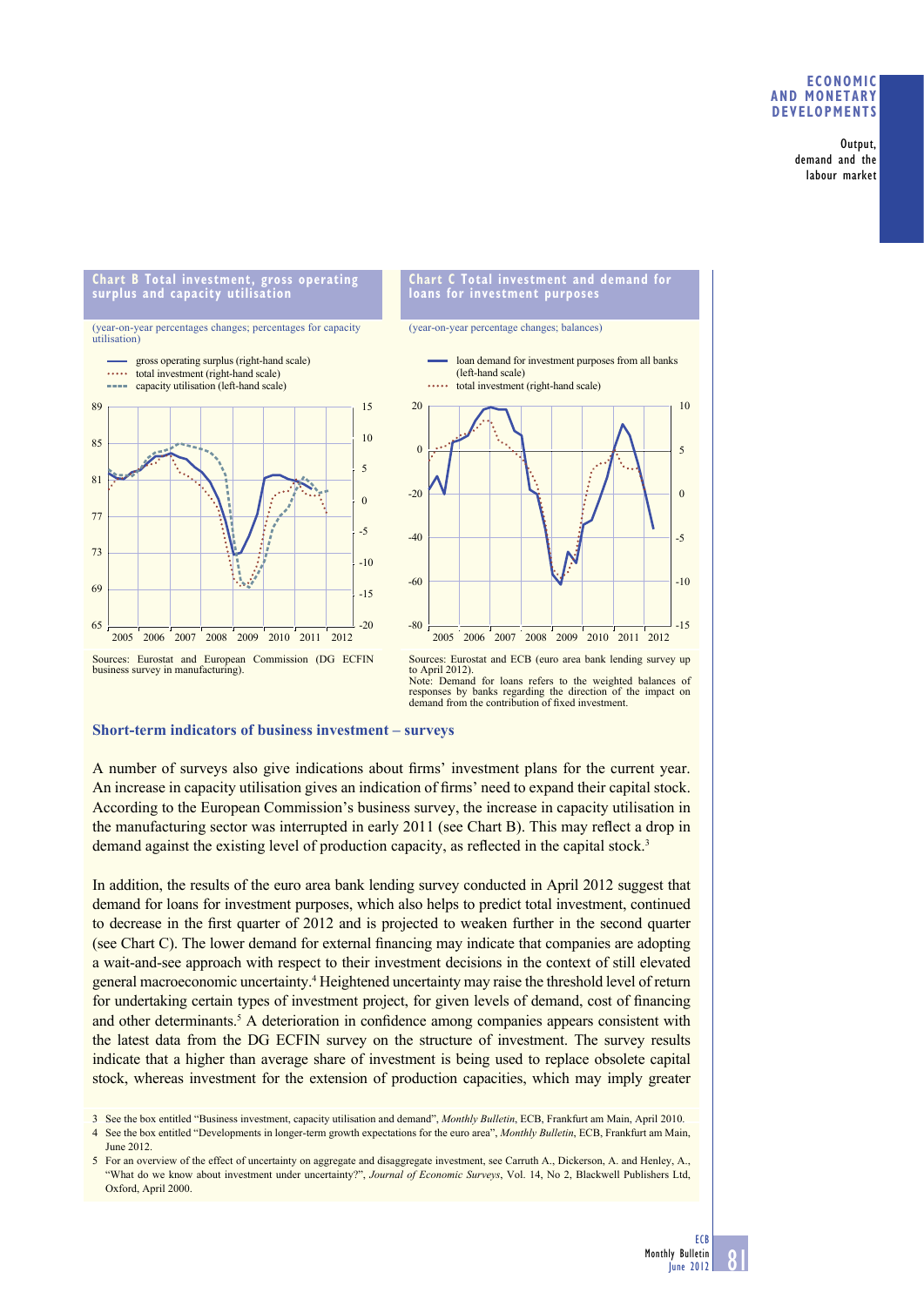**Chart B Total investment, gross operating surplus and capacity utilisation**

(year-on-year percentages changes; percentages for capacity utilisation)

- gross operating surplus (right-hand scale)
- total investment (right-hand scale)
- capacity utilisation (left-hand scale)

Sources: Eurostat and European Commission (DG ECFIN business survey in manufacturing).

**Chart C Total investment and demand for loans for investment purposes**

(year-on-year percentage changes; balances)

- loan demand for investment purposes from all banks (left-hand scale)
- total investment (right-hand scale)

Sources: Eurostat and ECB (euro area bank lending survey up to April 2012).
Note: Demand for loans refers to the weighted balances of responses by banks regarding the direction of the impact on demand from the contribution of fixed investment.

### Short-term indicators of business investment – surveys

A number of surveys also give indications about firms' investment plans for the current year. An increase in capacity utilisation gives an indication of firms' need to expand their capital stock. According to the European Commission's business survey, the increase in capacity utilisation in the manufacturing sector was interrupted in early 2011 (see Chart B). This may reflect a drop in demand against the existing level of production capacity, as reflected in the capital stock.[3]

In addition, the results of the euro area bank lending survey conducted in April 2012 suggest that demand for loans for investment purposes, which also helps to predict total investment, continued to decrease in the first quarter of 2012 and is projected to weaken further in the second quarter (see Chart C). The lower demand for external financing may indicate that companies are adopting a wait-and-see approach with respect to their investment decisions in the context of still elevated general macroeconomic uncertainty.[4] Heightened uncertainty may raise the threshold level of return for undertaking certain types of investment project, for given levels of demand, cost of financing and other determinants.[5] A deterioration in confidence among companies appears consistent with the latest data from the DG ECFIN survey on the structure of investment. The survey results indicate that a higher than average share of investment is being used to replace obsolete capital stock, whereas investment for the extension of production capacities, which may imply greater

3 See the box entitled "Business investment, capacity utilisation and demand", *Monthly Bulletin*, ECB, Frankfurt am Main, April 2010.

4 See the box entitled "Developments in longer-term growth expectations for the euro area", *Monthly Bulletin*, ECB, Frankfurt am Main, June 2012.

5 For an overview of the effect of uncertainty on aggregate and disaggregate investment, see Carruth A., Dickerson, A. and Henley, A., "What do we know about investment under uncertainty?", *Journal of Economic Surveys*, Vol. 14, No 2, Blackwell Publishers Ltd, Oxford, April 2000.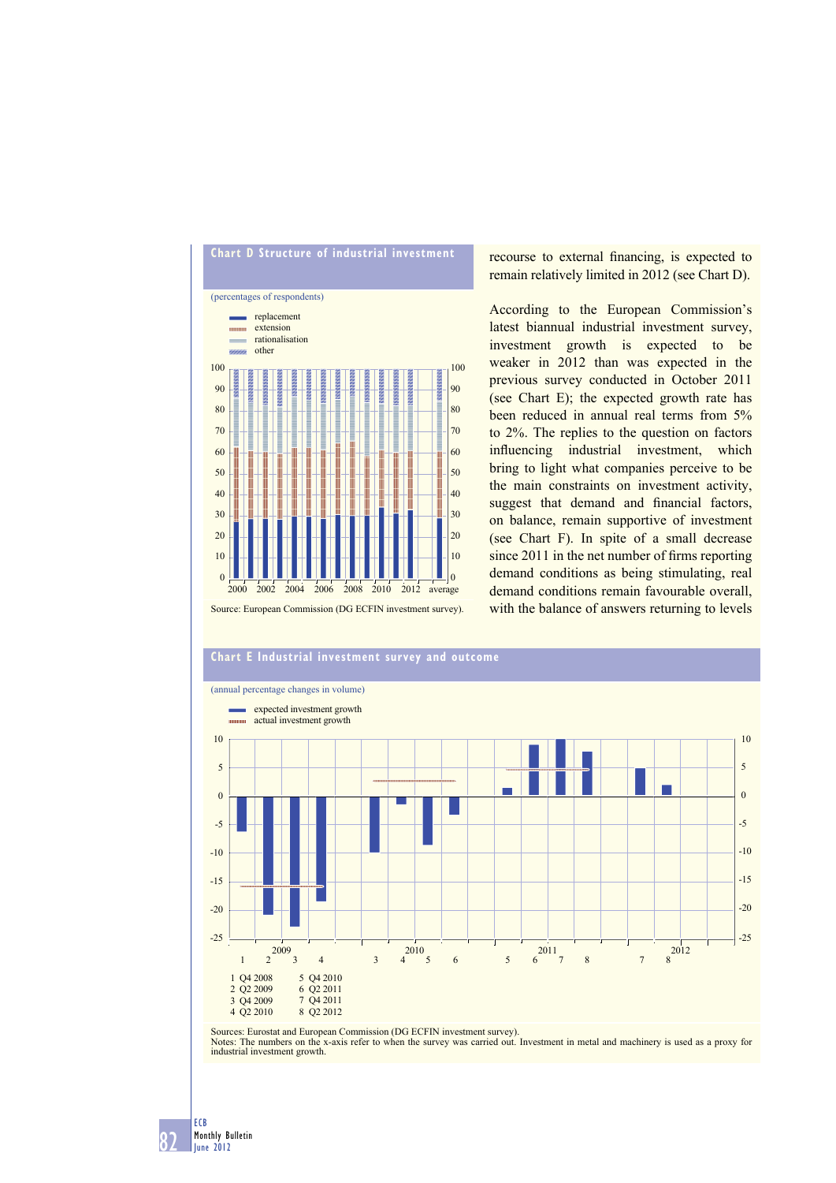**Chart D Structure of industrial investment**

(percentages of respondents)

- replacement
- extension
- rationalisation
- other

Source: European Commission (DG ECFIN investment survey).

recourse to external financing, is expected to remain relatively limited in 2012 (see Chart D).

According to the European Commission's latest biannual industrial investment survey, investment growth is expected to be weaker in 2012 than was expected in the previous survey conducted in October 2011 (see Chart E); the expected growth rate has been reduced in annual real terms from 5% to 2%. The replies to the question on factors influencing industrial investment, which bring to light what companies perceive to be the main constraints on investment activity, suggest that demand and financial factors, on balance, remain supportive of investment (see Chart F). In spite of a small decrease since 2011 in the net number of firms reporting demand conditions as being stimulating, real demand conditions remain favourable overall, with the balance of answers returning to levels

**Chart E Industrial investment survey and outcome**

(annual percentage changes in volume)

- expected investment growth
- actual investment growth

1 Q4 2008
2 Q2 2009
3 Q4 2009
4 Q2 2010
5 Q4 2010
6 Q2 2011
7 Q4 2011
8 Q2 2012

Sources: Eurostat and European Commission (DG ECFIN investment survey).
Notes: The numbers on the x-axis refer to when the survey was carried out. Investment in metal and machinery is used as a proxy for industrial investment growth.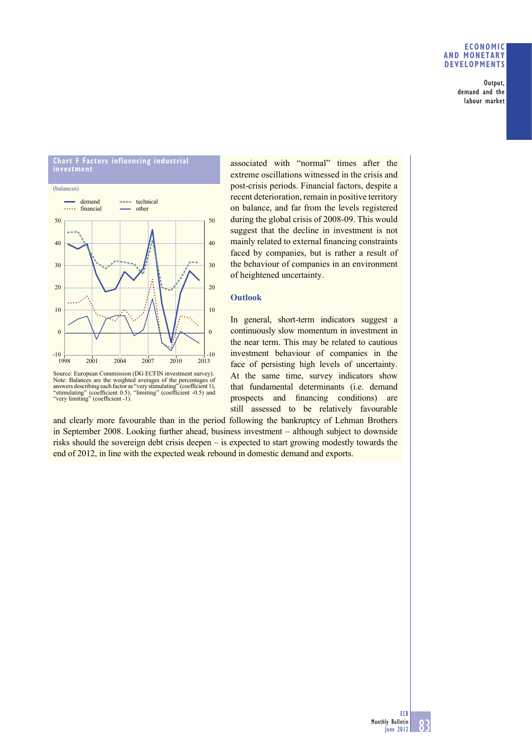**Chart F Factors influencing industrial investment**

(balances)

demand
financial
technical
other

50
40
30
20
10
0
-10

1998 2001 2004 2007 2010 2013

Source: European Commission (DG ECFIN investment survey).
Note: Balances are the weighted averages of the percentages of answers describing each factor as "very stimulating" (coefficient 1), "stimulating" (coefficient 0.5), "limiting" (coefficient -0.5) and "very limiting" (coefficient -1).

associated with "normal" times after the extreme oscillations witnessed in the crisis and post-crisis periods. Financial factors, despite a recent deterioration, remain in positive territory on balance, and far from the levels registered during the global crisis of 2008-09. This would suggest that the decline in investment is not mainly related to external financing constraints faced by companies, but is rather a result of the behaviour of companies in an environment of heightened uncertainty.

### Outlook

In general, short-term indicators suggest a continuously slow momentum in investment in the near term. This may be related to cautious investment behaviour of companies in the face of persisting high levels of uncertainty. At the same time, survey indicators show that fundamental determinants (i.e. demand prospects and financing conditions) are still assessed to be relatively favourable and clearly more favourable than in the period following the bankruptcy of Lehman Brothers in September 2008. Looking further ahead, business investment – although subject to downside risks should the sovereign debt crisis deepen – is expected to start growing modestly towards the end of 2012, in line with the expected weak rebound in domestic demand and exports.